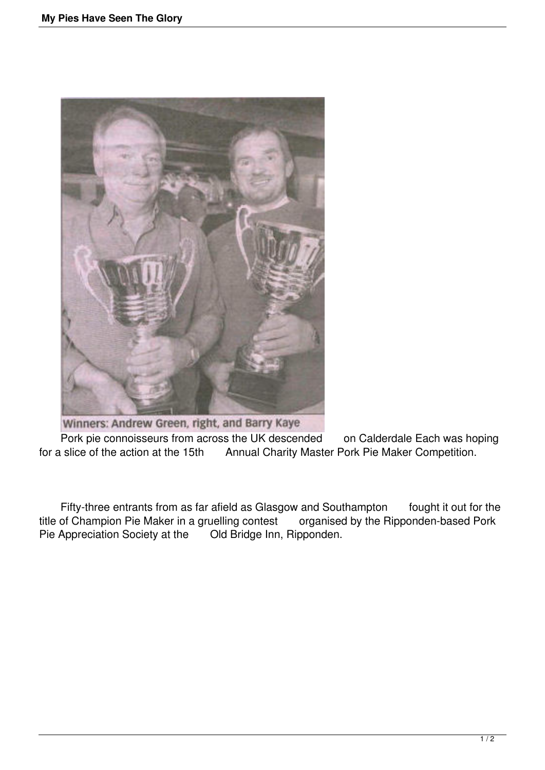Winners: Andrew Green, right, and Barry Kaye

Pork pie connoisseurs from across the UK descended on Calderdale Each was hoping for a slice of the action at the 15th Annual Charity Master Pork Pie Maker Competition.

Fifty-three entrants from as far afield as Glasgow and Southampton fought it out for the title of Champion Pie Maker in a gruelling contest organised by the Ripponden-based Pork Pie Appreciation Society at the Old Bridge Inn, Ripponden.